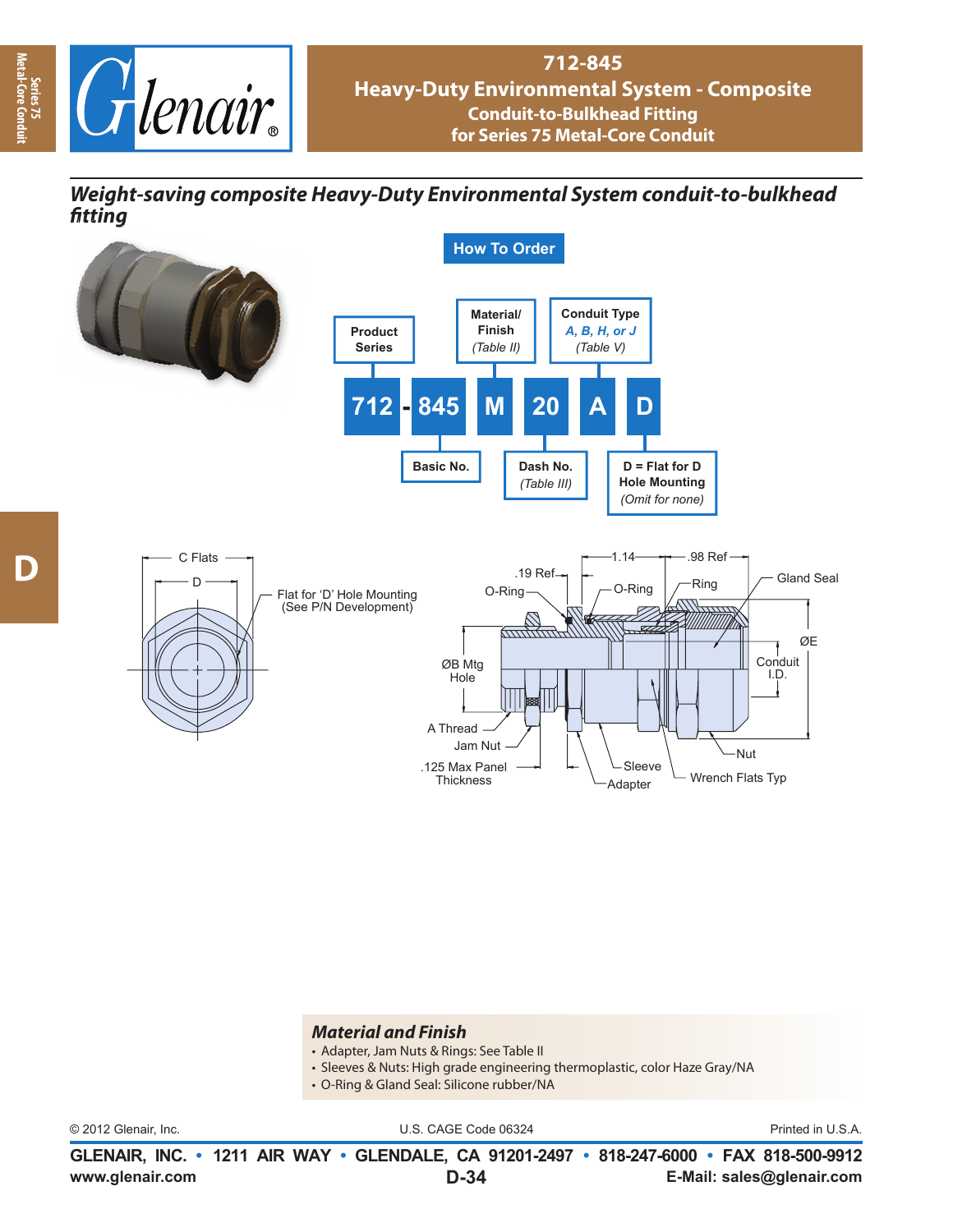# 712-845
## Heavy-Duty Environmental System - Composite
### Conduit-to-Bulkhead Fitting for Series 75 Metal-Core Conduit

*Weight-saving composite Heavy-Duty Environmental System conduit-to-bulkhead fitting*

## How To Order

**712 - 845 M 20 A D**

- **Product Series**: 712
- **Basic No.**: 845
- **Material/Finish** (Table II): M
- **Dash No.** (Table III): 20
- **Conduit Type** A, B, H, or J (Table V): A
- **D = Flat for D Hole Mounting** (Omit for none): D

C Flats
D
Flat for 'D' Hole Mounting (See P/N Development)

.19 Ref
1.14
.98 Ref
O-Ring
O-Ring
Ring
Gland Seal
ØE
Conduit I.D.
ØB Mtg Hole
A Thread
Jam Nut
.125 Max Panel Thickness
Sleeve
Adapter
Nut
Wrench Flats Typ

### Material and Finish

- Adapter, Jam Nuts & Rings: See Table II
- Sleeves & Nuts: High grade engineering thermoplastic, color Haze Gray/NA
- O-Ring & Gland Seal: Silicone rubber/NA

© 2012 Glenair, Inc. U.S. CAGE Code 06324 Printed in U.S.A.

**GLENAIR, INC. • 1211 AIR WAY • GLENDALE, CA 91201-2497 • 818-247-6000 • FAX 818-500-9912**
**www.glenair.com** **E-Mail: sales@glenair.com**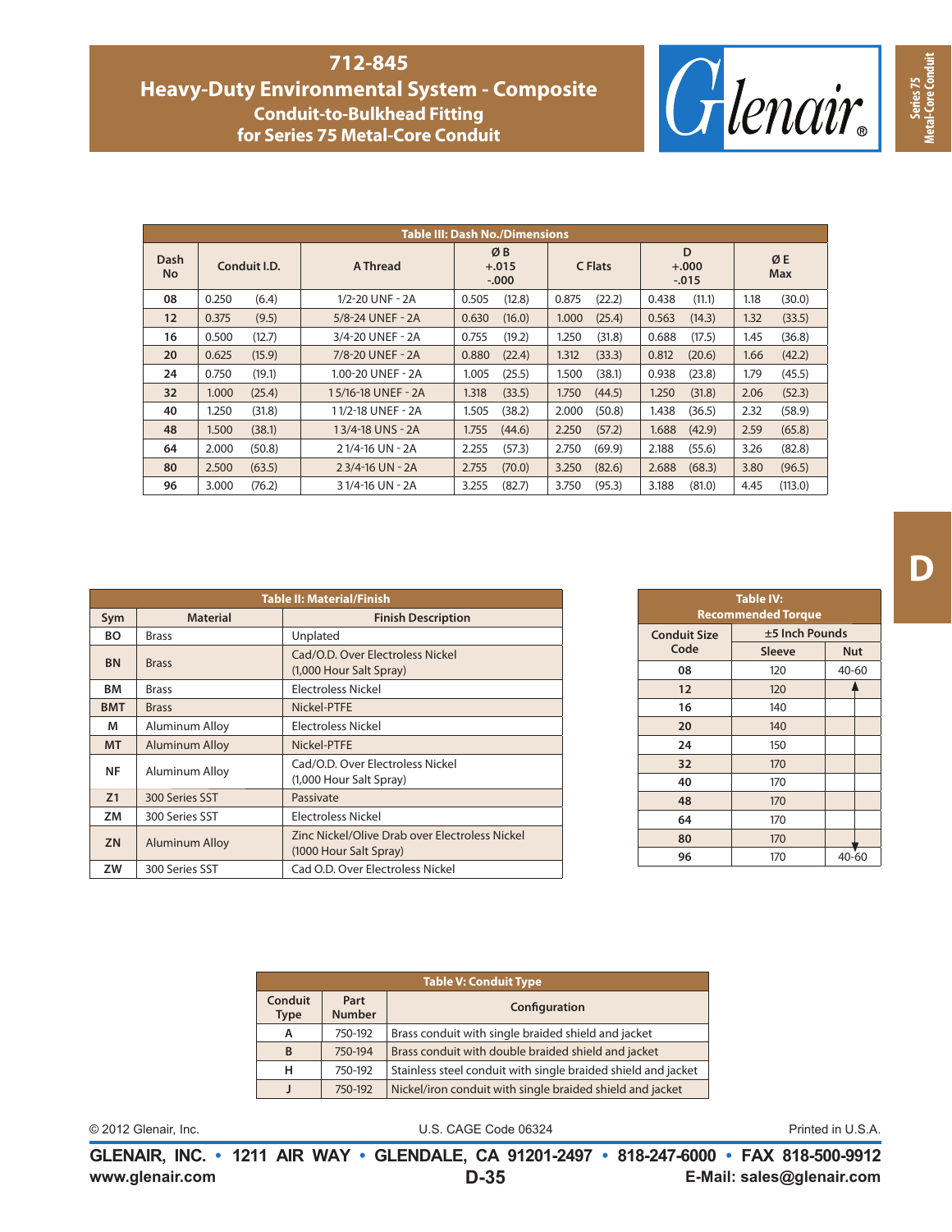# 712-845
## Heavy-Duty Environmental System - Composite
### Conduit-to-Bulkhead Fitting for Series 75 Metal-Core Conduit

**Table III: Dash No./Dimensions**

| Dash No | Conduit I.D. | | A Thread | Ø B +.015 -.000 | | C Flats | | D +.000 -.015 | | Ø E Max | |
|---|---|---|---|---|---|---|---|---|---|---|---|
| 08 | 0.250 | (6.4) | 1/2-20 UNF - 2A | 0.505 | (12.8) | 0.875 | (22.2) | 0.438 | (11.1) | 1.18 | (30.0) |
| 12 | 0.375 | (9.5) | 5/8-24 UNEF - 2A | 0.630 | (16.0) | 1.000 | (25.4) | 0.563 | (14.3) | 1.32 | (33.5) |
| 16 | 0.500 | (12.7) | 3/4-20 UNEF - 2A | 0.755 | (19.2) | 1.250 | (31.8) | 0.688 | (17.5) | 1.45 | (36.8) |
| 20 | 0.625 | (15.9) | 7/8-20 UNEF - 2A | 0.880 | (22.4) | 1.312 | (33.3) | 0.812 | (20.6) | 1.66 | (42.2) |
| 24 | 0.750 | (19.1) | 1.00-20 UNEF - 2A | 1.005 | (25.5) | 1.500 | (38.1) | 0.938 | (23.8) | 1.79 | (45.5) |
| 32 | 1.000 | (25.4) | 1 5/16-18 UNEF - 2A | 1.318 | (33.5) | 1.750 | (44.5) | 1.250 | (31.8) | 2.06 | (52.3) |
| 40 | 1.250 | (31.8) | 1 1/2-18 UNEF - 2A | 1.505 | (38.2) | 2.000 | (50.8) | 1.438 | (36.5) | 2.32 | (58.9) |
| 48 | 1.500 | (38.1) | 1 3/4-18 UNS - 2A | 1.755 | (44.6) | 2.250 | (57.2) | 1.688 | (42.9) | 2.59 | (65.8) |
| 64 | 2.000 | (50.8) | 2 1/4-16 UN - 2A | 2.255 | (57.3) | 2.750 | (69.9) | 2.188 | (55.6) | 3.26 | (82.8) |
| 80 | 2.500 | (63.5) | 2 3/4-16 UN - 2A | 2.755 | (70.0) | 3.250 | (82.6) | 2.688 | (68.3) | 3.80 | (96.5) |
| 96 | 3.000 | (76.2) | 3 1/4-16 UN - 2A | 3.255 | (82.7) | 3.750 | (95.3) | 3.188 | (81.0) | 4.45 | (113.0) |

**Table II: Material/Finish**

| Sym | Material | Finish Description |
|---|---|---|
| BO | Brass | Unplated |
| BN | Brass | Cad/O.D. Over Electroless Nickel (1,000 Hour Salt Spray) |
| BM | Brass | Electroless Nickel |
| BMT | Brass | Nickel-PTFE |
| M | Aluminum Alloy | Electroless Nickel |
| MT | Aluminum Alloy | Nickel-PTFE |
| NF | Aluminum Alloy | Cad/O.D. Over Electroless Nickel (1,000 Hour Salt Spray) |
| Z1 | 300 Series SST | Passivate |
| ZM | 300 Series SST | Electroless Nickel |
| ZN | Aluminum Alloy | Zinc Nickel/Olive Drab over Electroless Nickel (1000 Hour Salt Spray) |
| ZW | 300 Series SST | Cad O.D. Over Electroless Nickel |

**Table IV: Recommended Torque**

| Conduit Size Code | ±5 Inch Pounds | |
|---|---|---|
| | Sleeve | Nut |
| 08 | 120 | 40-60 |
| 12 | 120 | ↑ |
| 16 | 140 | |
| 20 | 140 | |
| 24 | 150 | |
| 32 | 170 | |
| 40 | 170 | |
| 48 | 170 | |
| 64 | 170 | |
| 80 | 170 | ↓ |
| 96 | 170 | 40-60 |

**Table V: Conduit Type**

| Conduit Type | Part Number | Configuration |
|---|---|---|
| A | 750-192 | Brass conduit with single braided shield and jacket |
| B | 750-194 | Brass conduit with double braided shield and jacket |
| H | 750-192 | Stainless steel conduit with single braided shield and jacket |
| J | 750-192 | Nickel/iron conduit with single braided shield and jacket |

© 2012 Glenair, Inc. U.S. CAGE Code 06324 Printed in U.S.A.

**GLENAIR, INC. • 1211 AIR WAY • GLENDALE, CA 91201-2497 • 818-247-6000 • FAX 818-500-9912**
**www.glenair.com** **E-Mail: sales@glenair.com**